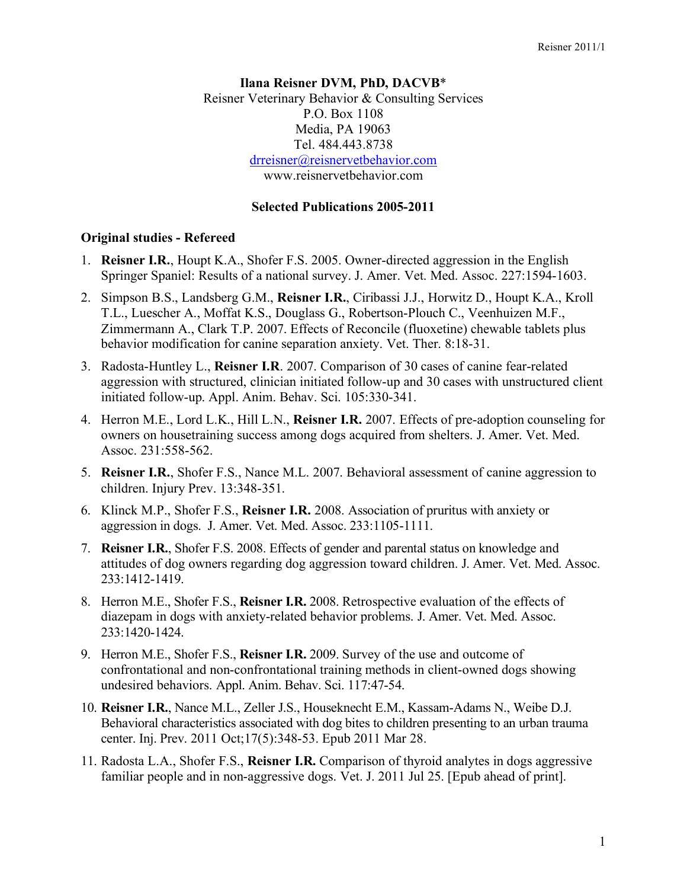**Ilana Reisner DVM, PhD, DACVB***
Reisner Veterinary Behavior & Consulting Services
P.O. Box 1108
Media, PA 19063
Tel. 484.443.8738
drreisner@reisnervetbehavior.com
www.reisnervetbehavior.com

## Selected Publications 2005-2011

### Original studies - Refereed

1. **Reisner I.R.**, Houpt K.A., Shofer F.S. 2005. Owner-directed aggression in the English Springer Spaniel: Results of a national survey. J. Amer. Vet. Med. Assoc. 227:1594-1603.
2. Simpson B.S., Landsberg G.M., **Reisner I.R.**, Ciribassi J.J., Horwitz D., Houpt K.A., Kroll T.L., Luescher A., Moffat K.S., Douglass G., Robertson-Plouch C., Veenhuizen M.F., Zimmermann A., Clark T.P. 2007. Effects of Reconcile (fluoxetine) chewable tablets plus behavior modification for canine separation anxiety. Vet. Ther. 8:18-31.
3. Radosta-Huntley L., **Reisner I.R**. 2007. Comparison of 30 cases of canine fear-related aggression with structured, clinician initiated follow-up and 30 cases with unstructured client initiated follow-up. Appl. Anim. Behav. Sci. 105:330-341.
4. Herron M.E., Lord L.K., Hill L.N., **Reisner I.R.** 2007. Effects of pre-adoption counseling for owners on housetraining success among dogs acquired from shelters. J. Amer. Vet. Med. Assoc. 231:558-562.
5. **Reisner I.R.**, Shofer F.S., Nance M.L. 2007. Behavioral assessment of canine aggression to children. Injury Prev. 13:348-351.
6. Klinck M.P., Shofer F.S., **Reisner I.R.** 2008. Association of pruritus with anxiety or aggression in dogs. J. Amer. Vet. Med. Assoc. 233:1105-1111.
7. **Reisner I.R.**, Shofer F.S. 2008. Effects of gender and parental status on knowledge and attitudes of dog owners regarding dog aggression toward children. J. Amer. Vet. Med. Assoc. 233:1412-1419.
8. Herron M.E., Shofer F.S., **Reisner I.R.** 2008. Retrospective evaluation of the effects of diazepam in dogs with anxiety-related behavior problems. J. Amer. Vet. Med. Assoc. 233:1420-1424.
9. Herron M.E., Shofer F.S., **Reisner I.R.** 2009. Survey of the use and outcome of confrontational and non-confrontational training methods in client-owned dogs showing undesired behaviors. Appl. Anim. Behav. Sci. 117:47-54.
10. **Reisner I.R.**, Nance M.L., Zeller J.S., Houseknecht E.M., Kassam-Adams N., Weibe D.J. Behavioral characteristics associated with dog bites to children presenting to an urban trauma center. Inj. Prev. 2011 Oct;17(5):348-53. Epub 2011 Mar 28.
11. Radosta L.A., Shofer F.S., **Reisner I.R.** Comparison of thyroid analytes in dogs aggressive familiar people and in non-aggressive dogs. Vet. J. 2011 Jul 25. [Epub ahead of print].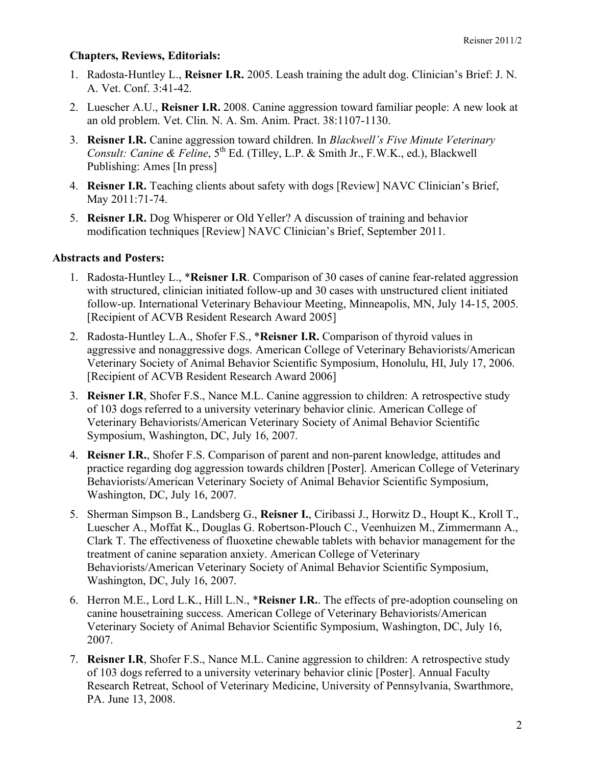**Chapters, Reviews, Editorials:**

1. Radosta-Huntley L., **Reisner I.R.** 2005. Leash training the adult dog. Clinician's Brief: J. N. A. Vet. Conf. 3:41-42.
2. Luescher A.U., **Reisner I.R.** 2008. Canine aggression toward familiar people: A new look at an old problem. Vet. Clin. N. A. Sm. Anim. Pract. 38:1107-1130.
3. **Reisner I.R.** Canine aggression toward children. In *Blackwell's Five Minute Veterinary Consult: Canine & Feline*, 5th Ed. (Tilley, L.P. & Smith Jr., F.W.K., ed.), Blackwell Publishing: Ames [In press]
4. **Reisner I.R.** Teaching clients about safety with dogs [Review] NAVC Clinician's Brief, May 2011:71-74.
5. **Reisner I.R.** Dog Whisperer or Old Yeller? A discussion of training and behavior modification techniques [Review] NAVC Clinician's Brief, September 2011.

**Abstracts and Posters:**

1. Radosta-Huntley L., ***Reisner I.R**. Comparison of 30 cases of canine fear-related aggression with structured, clinician initiated follow-up and 30 cases with unstructured client initiated follow-up. International Veterinary Behaviour Meeting, Minneapolis, MN, July 14-15, 2005. [Recipient of ACVB Resident Research Award 2005]
2. Radosta-Huntley L.A., Shofer F.S., ***Reisner I.R.** Comparison of thyroid values in aggressive and nonaggressive dogs. American College of Veterinary Behaviorists/American Veterinary Society of Animal Behavior Scientific Symposium, Honolulu, HI, July 17, 2006. [Recipient of ACVB Resident Research Award 2006]
3. **Reisner I.R**, Shofer F.S., Nance M.L. Canine aggression to children: A retrospective study of 103 dogs referred to a university veterinary behavior clinic. American College of Veterinary Behaviorists/American Veterinary Society of Animal Behavior Scientific Symposium, Washington, DC, July 16, 2007.
4. **Reisner I.R.**, Shofer F.S. Comparison of parent and non-parent knowledge, attitudes and practice regarding dog aggression towards children [Poster]. American College of Veterinary Behaviorists/American Veterinary Society of Animal Behavior Scientific Symposium, Washington, DC, July 16, 2007.
5. Sherman Simpson B., Landsberg G., **Reisner I.**, Ciribassi J., Horwitz D., Houpt K., Kroll T., Luescher A., Moffat K., Douglas G. Robertson-Plouch C., Veenhuizen M., Zimmermann A., Clark T. The effectiveness of fluoxetine chewable tablets with behavior management for the treatment of canine separation anxiety. American College of Veterinary Behaviorists/American Veterinary Society of Animal Behavior Scientific Symposium, Washington, DC, July 16, 2007.
6. Herron M.E., Lord L.K., Hill L.N., ***Reisner I.R.**. The effects of pre-adoption counseling on canine housetraining success. American College of Veterinary Behaviorists/American Veterinary Society of Animal Behavior Scientific Symposium, Washington, DC, July 16, 2007.
7. **Reisner I.R**, Shofer F.S., Nance M.L. Canine aggression to children: A retrospective study of 103 dogs referred to a university veterinary behavior clinic [Poster]. Annual Faculty Research Retreat, School of Veterinary Medicine, University of Pennsylvania, Swarthmore, PA. June 13, 2008.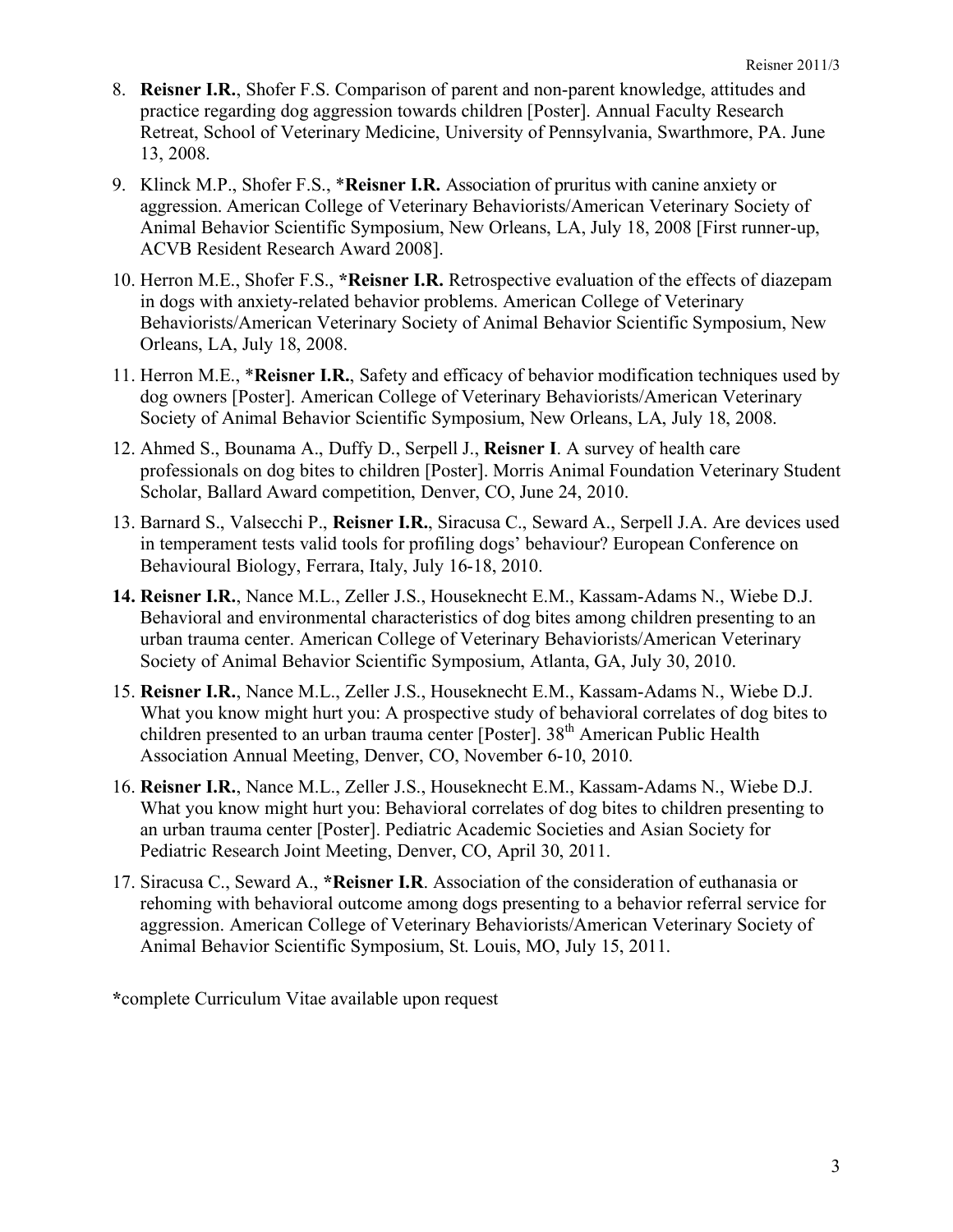8. **Reisner I.R.**, Shofer F.S. Comparison of parent and non-parent knowledge, attitudes and practice regarding dog aggression towards children [Poster]. Annual Faculty Research Retreat, School of Veterinary Medicine, University of Pennsylvania, Swarthmore, PA. June 13, 2008.
9. Klinck M.P., Shofer F.S., ***Reisner I.R.** Association of pruritus with canine anxiety or aggression. American College of Veterinary Behaviorists/American Veterinary Society of Animal Behavior Scientific Symposium, New Orleans, LA, July 18, 2008 [First runner-up, ACVB Resident Research Award 2008].
10. Herron M.E., Shofer F.S., ***Reisner I.R.** Retrospective evaluation of the effects of diazepam in dogs with anxiety-related behavior problems. American College of Veterinary Behaviorists/American Veterinary Society of Animal Behavior Scientific Symposium, New Orleans, LA, July 18, 2008.
11. Herron M.E., ***Reisner I.R.**, Safety and efficacy of behavior modification techniques used by dog owners [Poster]. American College of Veterinary Behaviorists/American Veterinary Society of Animal Behavior Scientific Symposium, New Orleans, LA, July 18, 2008.
12. Ahmed S., Bounama A., Duffy D., Serpell J., **Reisner I**. A survey of health care professionals on dog bites to children [Poster]. Morris Animal Foundation Veterinary Student Scholar, Ballard Award competition, Denver, CO, June 24, 2010.
13. Barnard S., Valsecchi P., **Reisner I.R.**, Siracusa C., Seward A., Serpell J.A. Are devices used in temperament tests valid tools for profiling dogs' behaviour? European Conference on Behavioural Biology, Ferrara, Italy, July 16-18, 2010.
14. **Reisner I.R.**, Nance M.L., Zeller J.S., Houseknecht E.M., Kassam-Adams N., Wiebe D.J. Behavioral and environmental characteristics of dog bites among children presenting to an urban trauma center. American College of Veterinary Behaviorists/American Veterinary Society of Animal Behavior Scientific Symposium, Atlanta, GA, July 30, 2010.
15. **Reisner I.R.**, Nance M.L., Zeller J.S., Houseknecht E.M., Kassam-Adams N., Wiebe D.J. What you know might hurt you: A prospective study of behavioral correlates of dog bites to children presented to an urban trauma center [Poster]. 38th American Public Health Association Annual Meeting, Denver, CO, November 6-10, 2010.
16. **Reisner I.R.**, Nance M.L., Zeller J.S., Houseknecht E.M., Kassam-Adams N., Wiebe D.J. What you know might hurt you: Behavioral correlates of dog bites to children presenting to an urban trauma center [Poster]. Pediatric Academic Societies and Asian Society for Pediatric Research Joint Meeting, Denver, CO, April 30, 2011.
17. Siracusa C., Seward A., ***Reisner I.R**. Association of the consideration of euthanasia or rehoming with behavioral outcome among dogs presenting to a behavior referral service for aggression. American College of Veterinary Behaviorists/American Veterinary Society of Animal Behavior Scientific Symposium, St. Louis, MO, July 15, 2011.

*complete Curriculum Vitae available upon request